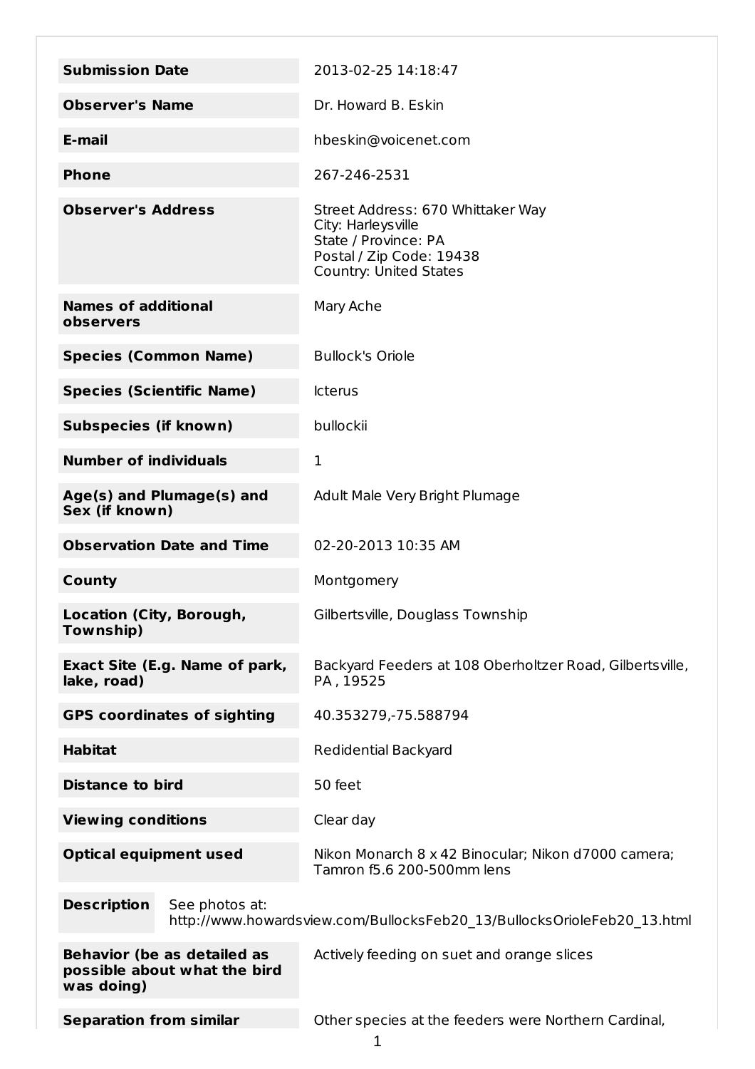| | |
|---|---|
| **Submission Date** | 2013-02-25 14:18:47 |
| **Observer's Name** | Dr. Howard B. Eskin |
| **E-mail** | hbeskin@voicenet.com |
| **Phone** | 267-246-2531 |
| **Observer's Address** | Street Address: 670 Whittaker Way<br>City: Harleysville<br>State / Province: PA<br>Postal / Zip Code: 19438<br>Country: United States |
| **Names of additional observers** | Mary Ache |
| **Species (Common Name)** | Bullock's Oriole |
| **Species (Scientific Name)** | Icterus |
| **Subspecies (if known)** | bullockii |
| **Number of individuals** | 1 |
| **Age(s) and Plumage(s) and Sex (if known)** | Adult Male Very Bright Plumage |
| **Observation Date and Time** | 02-20-2013 10:35 AM |
| **County** | Montgomery |
| **Location (City, Borough, Township)** | Gilbertsville, Douglass Township |
| **Exact Site (E.g. Name of park, lake, road)** | Backyard Feeders at 108 Oberholtzer Road, Gilbertsville, PA , 19525 |
| **GPS coordinates of sighting** | 40.353279,-75.588794 |
| **Habitat** | Redidential Backyard |
| **Distance to bird** | 50 feet |
| **Viewing conditions** | Clear day |
| **Optical equipment used** | Nikon Monarch 8 x 42 Binocular; Nikon d7000 camera; Tamron f5.6 200-500mm lens |
| **Description** | See photos at: http://www.howardsview.com/BullocksFeb20_13/BullocksOrioleFeb20_13.html |
| **Behavior (be as detailed as possible about what the bird was doing)** | Actively feeding on suet and orange slices |
| **Separation from similar** | Other species at the feeders were Northern Cardinal, |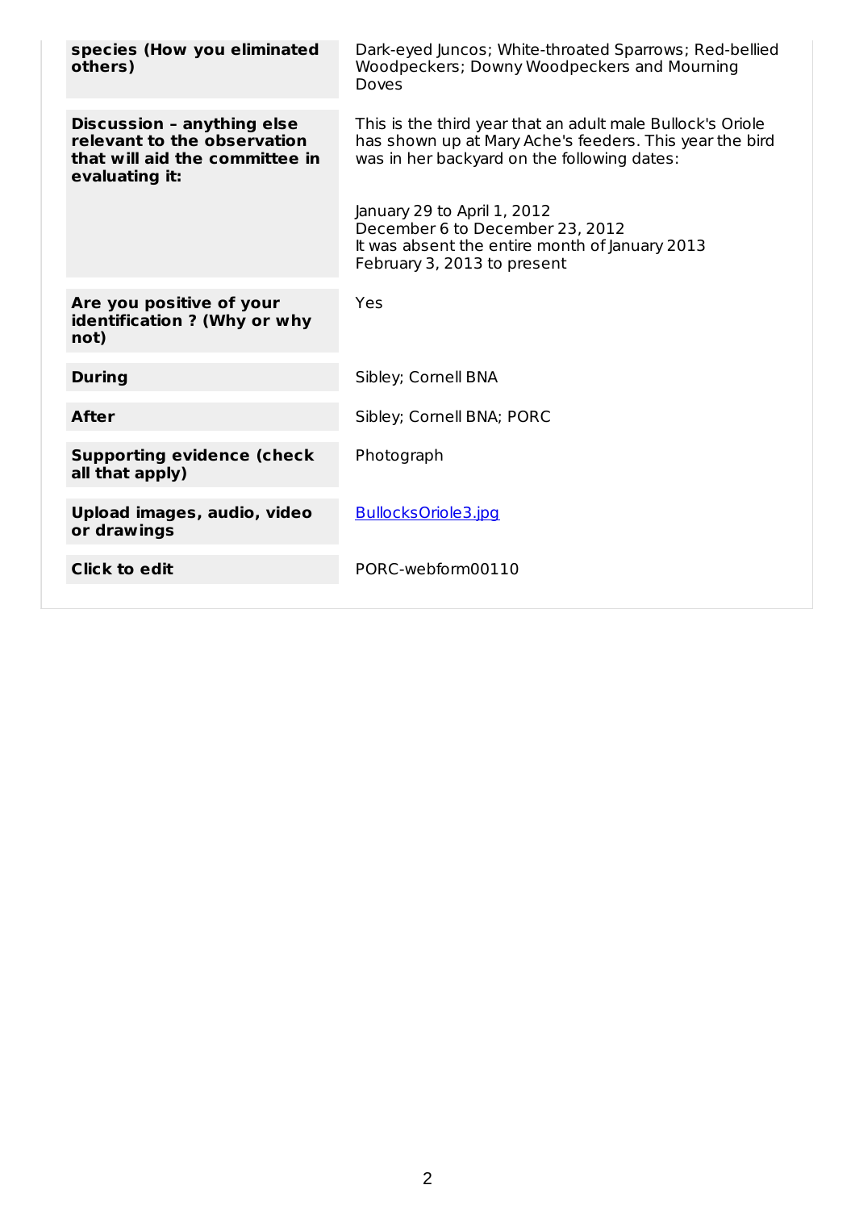| | |
|---|---|
| **species (How you eliminated others)** | Dark-eyed Juncos; White-throated Sparrows; Red-bellied Woodpeckers; Downy Woodpeckers and Mourning Doves |
| **Discussion – anything else relevant to the observation that will aid the committee in evaluating it:** | This is the third year that an adult male Bullock's Oriole has shown up at Mary Ache's feeders. This year the bird was in her backyard on the following dates:<br><br>January 29 to April 1, 2012<br>December 6 to December 23, 2012<br>It was absent the entire month of January 2013<br>February 3, 2013 to present |
| **Are you positive of your identification ? (Why or why not)** | Yes |
| **During** | Sibley; Cornell BNA |
| **After** | Sibley; Cornell BNA; PORC |
| **Supporting evidence (check all that apply)** | Photograph |
| **Upload images, audio, video or drawings** | BullocksOriole3.jpg |
| **Click to edit** | PORC-webform00110 |